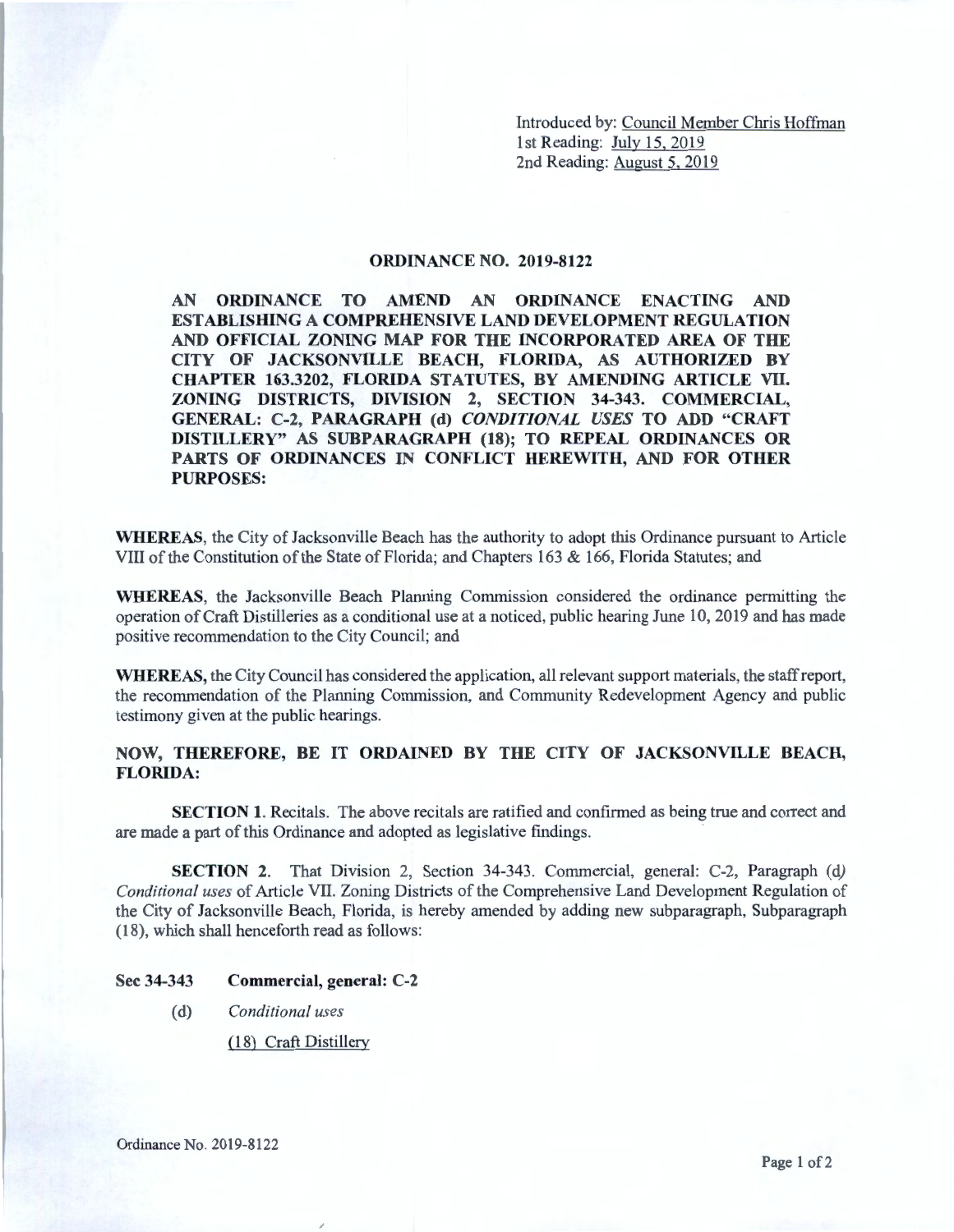Introduced by: Council Member Chris Hoffman
1st Reading: July 15, 2019
2nd Reading: August 5, 2019

## ORDINANCE NO. 2019-8122

**AN ORDINANCE TO AMEND AN ORDINANCE ENACTING AND ESTABLISHING A COMPREHENSIVE LAND DEVELOPMENT REGULATION AND OFFICIAL ZONING MAP FOR THE INCORPORATED AREA OF THE CITY OF JACKSONVILLE BEACH, FLORIDA, AS AUTHORIZED BY CHAPTER 163.3202, FLORIDA STATUTES, BY AMENDING ARTICLE VII. ZONING DISTRICTS, DIVISION 2, SECTION 34-343. COMMERCIAL, GENERAL: C-2, PARAGRAPH (d) *CONDITIONAL USES* TO ADD "CRAFT DISTILLERY" AS SUBPARAGRAPH (18); TO REPEAL ORDINANCES OR PARTS OF ORDINANCES IN CONFLICT HEREWITH, AND FOR OTHER PURPOSES:**

**WHEREAS**, the City of Jacksonville Beach has the authority to adopt this Ordinance pursuant to Article VIII of the Constitution of the State of Florida; and Chapters 163 & 166, Florida Statutes; and

**WHEREAS**, the Jacksonville Beach Planning Commission considered the ordinance permitting the operation of Craft Distilleries as a conditional use at a noticed, public hearing June 10, 2019 and has made positive recommendation to the City Council; and

**WHEREAS,** the City Council has considered the application, all relevant support materials, the staff report, the recommendation of the Planning Commission, and Community Redevelopment Agency and public testimony given at the public hearings.

**NOW, THEREFORE, BE IT ORDAINED BY THE CITY OF JACKSONVILLE BEACH, FLORIDA:**

**SECTION 1.** Recitals. The above recitals are ratified and confirmed as being true and correct and are made a part of this Ordinance and adopted as legislative findings.

**SECTION 2.** That Division 2, Section 34-343. Commercial, general: C-2, Paragraph (d) *Conditional uses* of Article VII. Zoning Districts of the Comprehensive Land Development Regulation of the City of Jacksonville Beach, Florida, is hereby amended by adding new subparagraph, Subparagraph (18), which shall henceforth read as follows:

**Sec 34-343 Commercial, general: C-2**

(d) *Conditional uses*

(18) Craft Distillery

Ordinance No. 2019-8122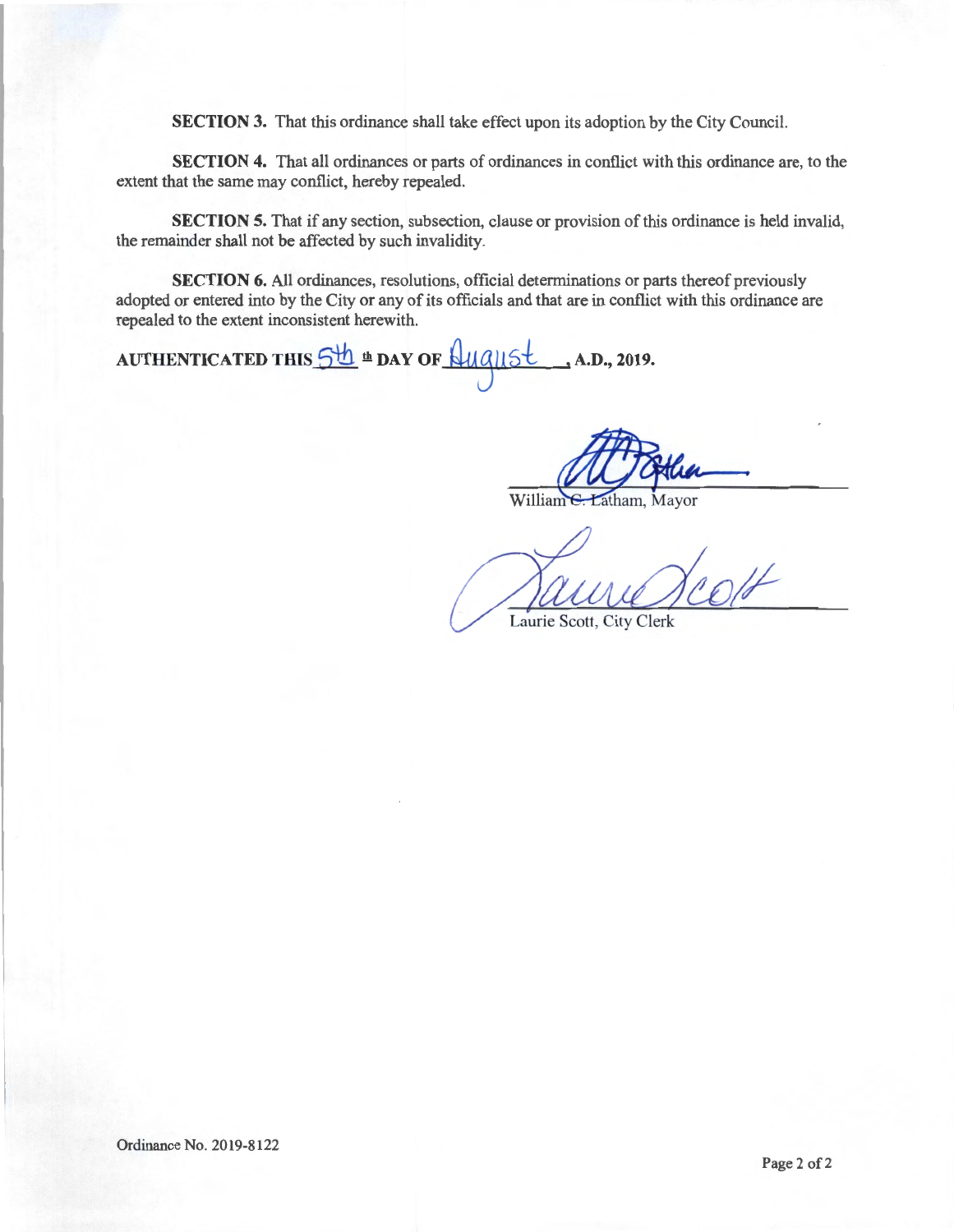**SECTION 3.** That this ordinance shall take effect upon its adoption by the City Council.

**SECTION 4.** That all ordinances or parts of ordinances in conflict with this ordinance are, to the extent that the same may conflict, hereby repealed.

**SECTION 5.** That if any section, subsection, clause or provision of this ordinance is held invalid, the remainder shall not be affected by such invalidity.

**SECTION 6.** All ordinances, resolutions, official determinations or parts thereof previously adopted or entered into by the City or any of its officials and that are in conflict with this ordinance are repealed to the extent inconsistent herewith.

**AUTHENTICATED THIS 5th th DAY OF August, A.D., 2019.**

William C. Latham, Mayor

Laurie Scott, City Clerk

Ordinance No. 2019-8122